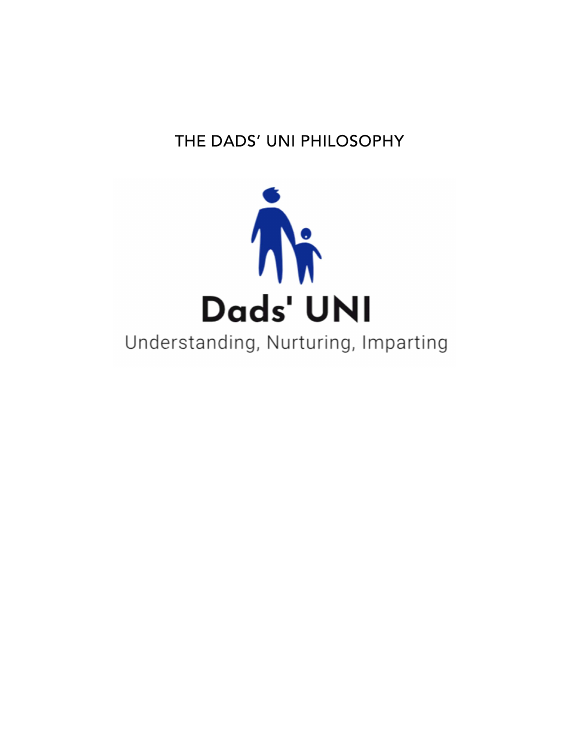# THE DADS' UNI PHILOSOPHY

Dads' UNI

Understanding, Nurturing, Imparting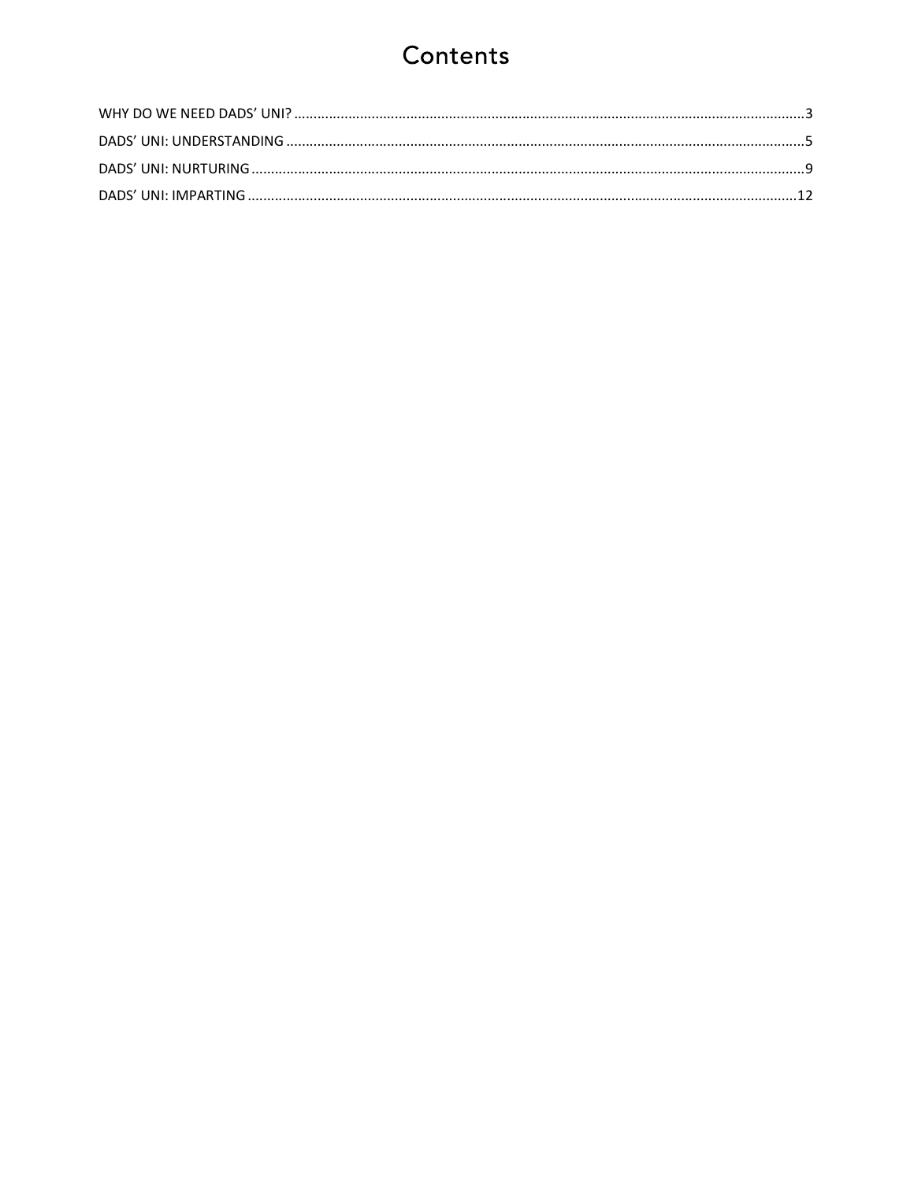# Contents

WHY DO WE NEED DADS' UNI? ........................................................................................................................................3

DADS' UNI: UNDERSTANDING ........................................................................................................................................5

DADS' UNI: NURTURING ................................................................................................................................................9

DADS' UNI: IMPARTING ...............................................................................................................................................12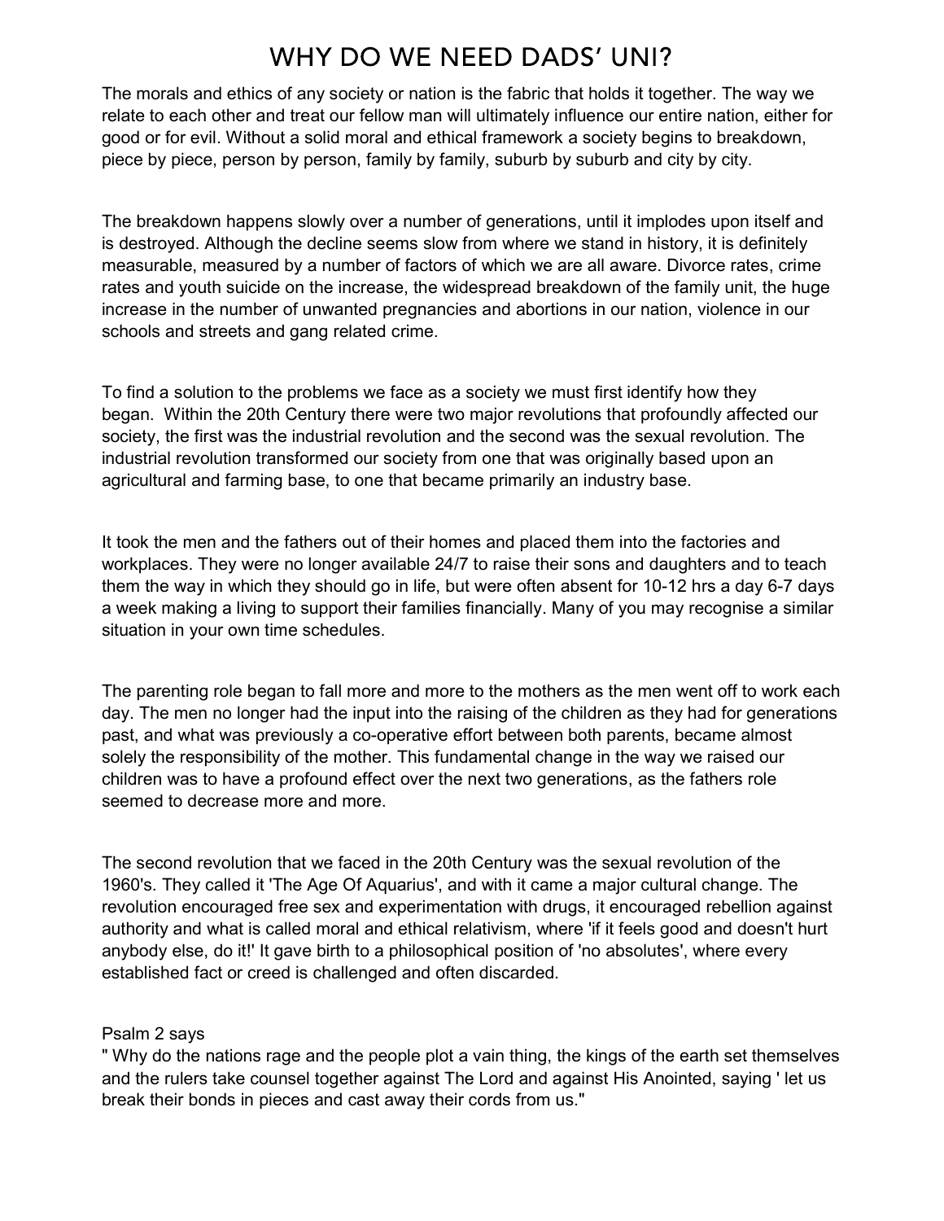# WHY DO WE NEED DADS' UNI?

The morals and ethics of any society or nation is the fabric that holds it together. The way we relate to each other and treat our fellow man will ultimately influence our entire nation, either for good or for evil. Without a solid moral and ethical framework a society begins to breakdown, piece by piece, person by person, family by family, suburb by suburb and city by city.

The breakdown happens slowly over a number of generations, until it implodes upon itself and is destroyed. Although the decline seems slow from where we stand in history, it is definitely measurable, measured by a number of factors of which we are all aware. Divorce rates, crime rates and youth suicide on the increase, the widespread breakdown of the family unit, the huge increase in the number of unwanted pregnancies and abortions in our nation, violence in our schools and streets and gang related crime.

To find a solution to the problems we face as a society we must first identify how they began. Within the 20th Century there were two major revolutions that profoundly affected our society, the first was the industrial revolution and the second was the sexual revolution. The industrial revolution transformed our society from one that was originally based upon an agricultural and farming base, to one that became primarily an industry base.

It took the men and the fathers out of their homes and placed them into the factories and workplaces. They were no longer available 24/7 to raise their sons and daughters and to teach them the way in which they should go in life, but were often absent for 10-12 hrs a day 6-7 days a week making a living to support their families financially. Many of you may recognise a similar situation in your own time schedules.

The parenting role began to fall more and more to the mothers as the men went off to work each day. The men no longer had the input into the raising of the children as they had for generations past, and what was previously a co-operative effort between both parents, became almost solely the responsibility of the mother. This fundamental change in the way we raised our children was to have a profound effect over the next two generations, as the fathers role seemed to decrease more and more.

The second revolution that we faced in the 20th Century was the sexual revolution of the 1960's. They called it 'The Age Of Aquarius', and with it came a major cultural change. The revolution encouraged free sex and experimentation with drugs, it encouraged rebellion against authority and what is called moral and ethical relativism, where 'if it feels good and doesn't hurt anybody else, do it!' It gave birth to a philosophical position of 'no absolutes', where every established fact or creed is challenged and often discarded.

Psalm 2 says
" Why do the nations rage and the people plot a vain thing, the kings of the earth set themselves and the rulers take counsel together against The Lord and against His Anointed, saying ' let us break their bonds in pieces and cast away their cords from us."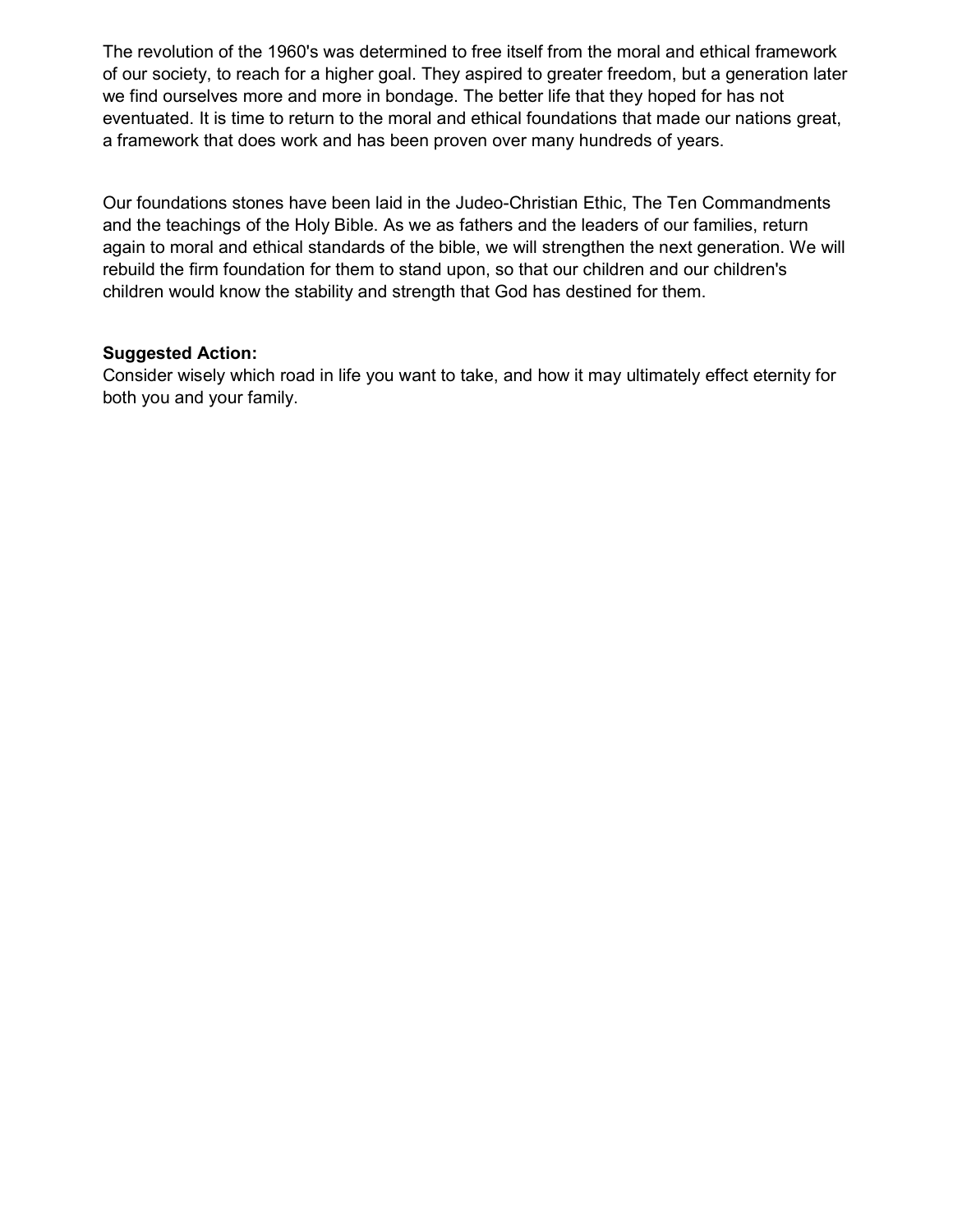The revolution of the 1960's was determined to free itself from the moral and ethical framework of our society, to reach for a higher goal. They aspired to greater freedom, but a generation later we find ourselves more and more in bondage. The better life that they hoped for has not eventuated. It is time to return to the moral and ethical foundations that made our nations great, a framework that does work and has been proven over many hundreds of years.

Our foundations stones have been laid in the Judeo-Christian Ethic, The Ten Commandments and the teachings of the Holy Bible. As we as fathers and the leaders of our families, return again to moral and ethical standards of the bible, we will strengthen the next generation. We will rebuild the firm foundation for them to stand upon, so that our children and our children's children would know the stability and strength that God has destined for them.

**Suggested Action:**
Consider wisely which road in life you want to take, and how it may ultimately effect eternity for both you and your family.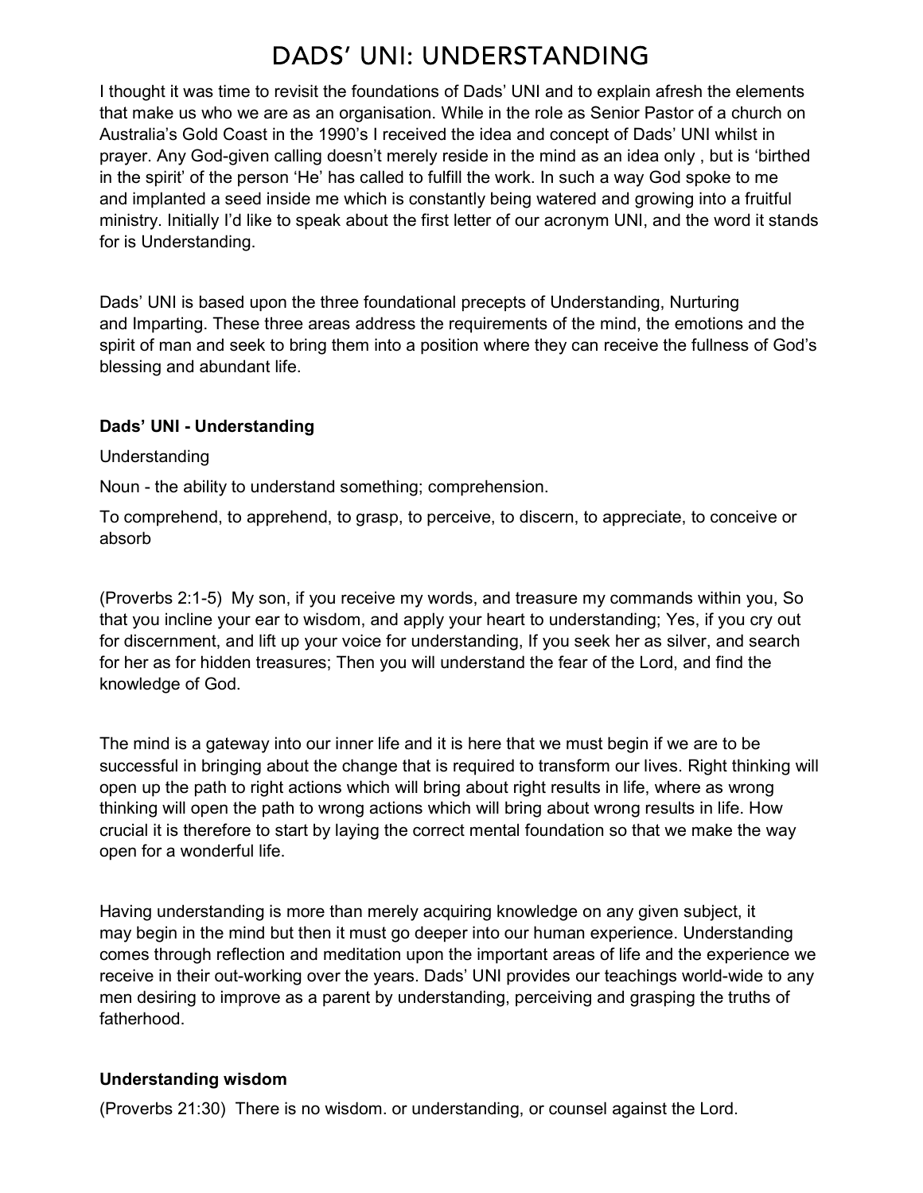# DADS' UNI: UNDERSTANDING

I thought it was time to revisit the foundations of Dads' UNI and to explain afresh the elements that make us who we are as an organisation. While in the role as Senior Pastor of a church on Australia's Gold Coast in the 1990's I received the idea and concept of Dads' UNI whilst in prayer. Any God-given calling doesn't merely reside in the mind as an idea only , but is 'birthed in the spirit' of the person 'He' has called to fulfill the work. In such a way God spoke to me and implanted a seed inside me which is constantly being watered and growing into a fruitful ministry. Initially I'd like to speak about the first letter of our acronym UNI, and the word it stands for is Understanding.

Dads' UNI is based upon the three foundational precepts of Understanding, Nurturing and Imparting. These three areas address the requirements of the mind, the emotions and the spirit of man and seek to bring them into a position where they can receive the fullness of God's blessing and abundant life.

**Dads' UNI - Understanding**

Understanding

Noun - the ability to understand something; comprehension.

To comprehend, to apprehend, to grasp, to perceive, to discern, to appreciate, to conceive or absorb

(Proverbs 2:1-5) My son, if you receive my words, and treasure my commands within you, So that you incline your ear to wisdom, and apply your heart to understanding; Yes, if you cry out for discernment, and lift up your voice for understanding, If you seek her as silver, and search for her as for hidden treasures; Then you will understand the fear of the Lord, and find the knowledge of God.

The mind is a gateway into our inner life and it is here that we must begin if we are to be successful in bringing about the change that is required to transform our lives. Right thinking will open up the path to right actions which will bring about right results in life, where as wrong thinking will open the path to wrong actions which will bring about wrong results in life. How crucial it is therefore to start by laying the correct mental foundation so that we make the way open for a wonderful life.

Having understanding is more than merely acquiring knowledge on any given subject, it may begin in the mind but then it must go deeper into our human experience. Understanding comes through reflection and meditation upon the important areas of life and the experience we receive in their out-working over the years. Dads' UNI provides our teachings world-wide to any men desiring to improve as a parent by understanding, perceiving and grasping the truths of fatherhood.

**Understanding wisdom**

(Proverbs 21:30) There is no wisdom. or understanding, or counsel against the Lord.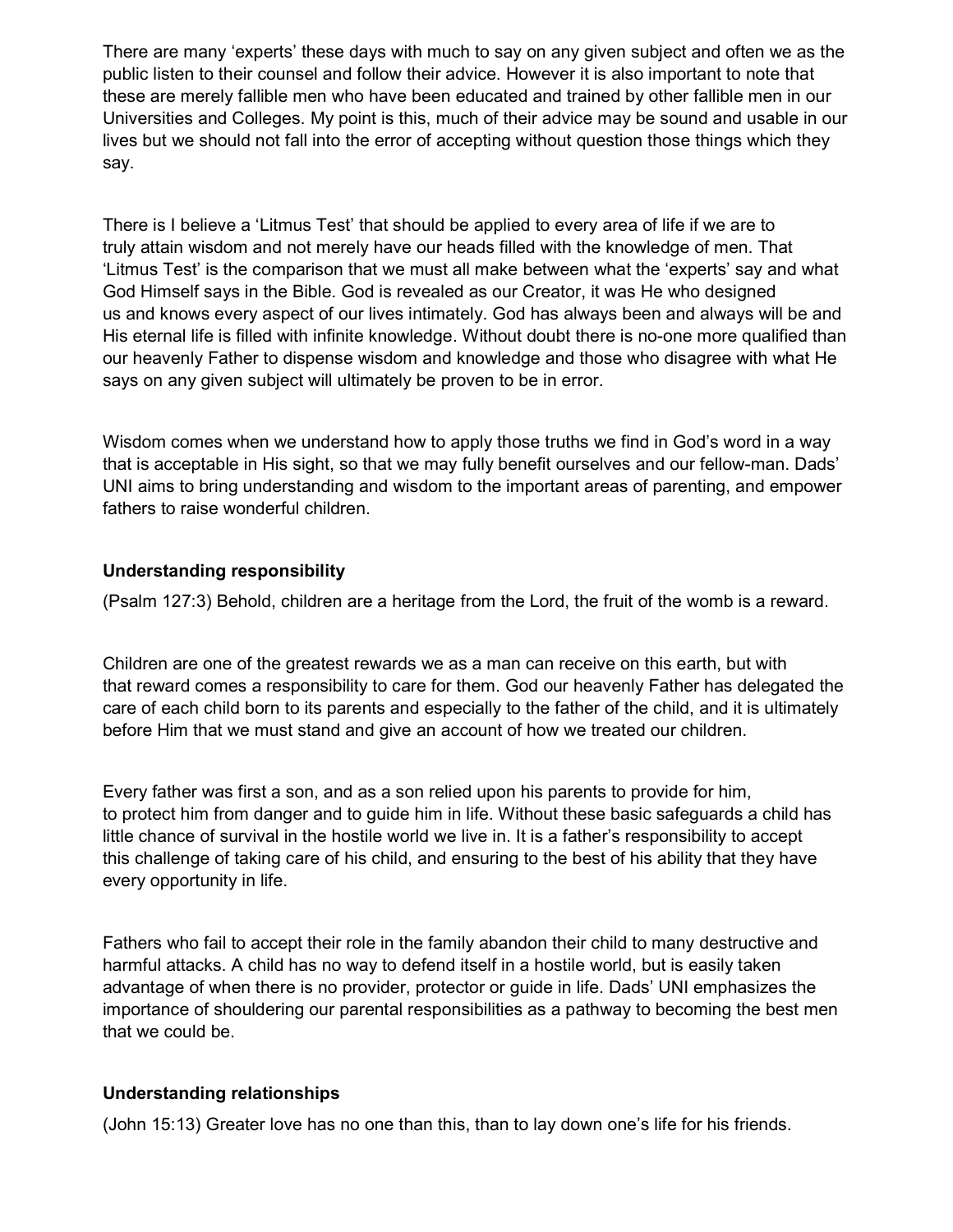There are many 'experts' these days with much to say on any given subject and often we as the public listen to their counsel and follow their advice. However it is also important to note that these are merely fallible men who have been educated and trained by other fallible men in our Universities and Colleges. My point is this, much of their advice may be sound and usable in our lives but we should not fall into the error of accepting without question those things which they say.

There is I believe a 'Litmus Test' that should be applied to every area of life if we are to truly attain wisdom and not merely have our heads filled with the knowledge of men. That 'Litmus Test' is the comparison that we must all make between what the 'experts' say and what God Himself says in the Bible. God is revealed as our Creator, it was He who designed us and knows every aspect of our lives intimately. God has always been and always will be and His eternal life is filled with infinite knowledge. Without doubt there is no-one more qualified than our heavenly Father to dispense wisdom and knowledge and those who disagree with what He says on any given subject will ultimately be proven to be in error.

Wisdom comes when we understand how to apply those truths we find in God's word in a way that is acceptable in His sight, so that we may fully benefit ourselves and our fellow-man. Dads' UNI aims to bring understanding and wisdom to the important areas of parenting, and empower fathers to raise wonderful children.

**Understanding responsibility**

(Psalm 127:3) Behold, children are a heritage from the Lord, the fruit of the womb is a reward.

Children are one of the greatest rewards we as a man can receive on this earth, but with that reward comes a responsibility to care for them. God our heavenly Father has delegated the care of each child born to its parents and especially to the father of the child, and it is ultimately before Him that we must stand and give an account of how we treated our children.

Every father was first a son, and as a son relied upon his parents to provide for him, to protect him from danger and to guide him in life. Without these basic safeguards a child has little chance of survival in the hostile world we live in. It is a father's responsibility to accept this challenge of taking care of his child, and ensuring to the best of his ability that they have every opportunity in life.

Fathers who fail to accept their role in the family abandon their child to many destructive and harmful attacks. A child has no way to defend itself in a hostile world, but is easily taken advantage of when there is no provider, protector or guide in life. Dads' UNI emphasizes the importance of shouldering our parental responsibilities as a pathway to becoming the best men that we could be.

**Understanding relationships**

(John 15:13) Greater love has no one than this, than to lay down one's life for his friends.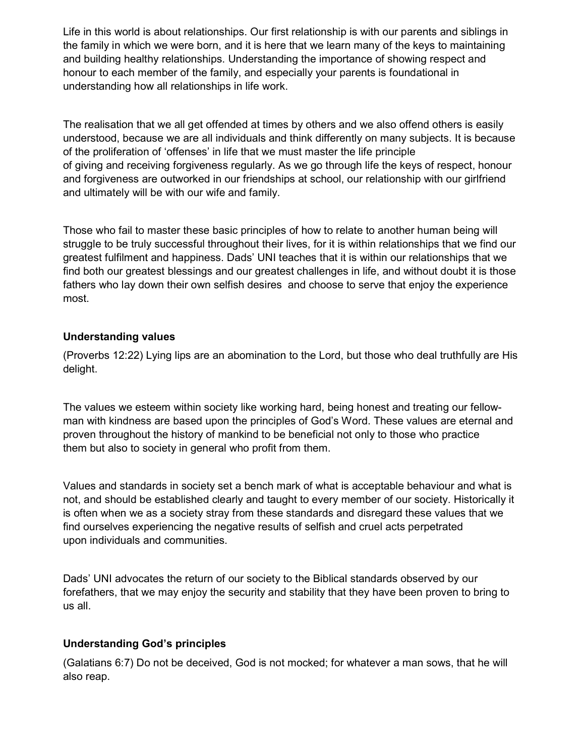Life in this world is about relationships. Our first relationship is with our parents and siblings in the family in which we were born, and it is here that we learn many of the keys to maintaining and building healthy relationships. Understanding the importance of showing respect and honour to each member of the family, and especially your parents is foundational in understanding how all relationships in life work.

The realisation that we all get offended at times by others and we also offend others is easily understood, because we are all individuals and think differently on many subjects. It is because of the proliferation of 'offenses' in life that we must master the life principle of giving and receiving forgiveness regularly. As we go through life the keys of respect, honour and forgiveness are outworked in our friendships at school, our relationship with our girlfriend and ultimately will be with our wife and family.

Those who fail to master these basic principles of how to relate to another human being will struggle to be truly successful throughout their lives, for it is within relationships that we find our greatest fulfilment and happiness. Dads' UNI teaches that it is within our relationships that we find both our greatest blessings and our greatest challenges in life, and without doubt it is those fathers who lay down their own selfish desires and choose to serve that enjoy the experience most.

### Understanding values

(Proverbs 12:22) Lying lips are an abomination to the Lord, but those who deal truthfully are His delight.

The values we esteem within society like working hard, being honest and treating our fellow-man with kindness are based upon the principles of God's Word. These values are eternal and proven throughout the history of mankind to be beneficial not only to those who practice them but also to society in general who profit from them.

Values and standards in society set a bench mark of what is acceptable behaviour and what is not, and should be established clearly and taught to every member of our society. Historically it is often when we as a society stray from these standards and disregard these values that we find ourselves experiencing the negative results of selfish and cruel acts perpetrated upon individuals and communities.

Dads' UNI advocates the return of our society to the Biblical standards observed by our forefathers, that we may enjoy the security and stability that they have been proven to bring to us all.

### Understanding God's principles

(Galatians 6:7) Do not be deceived, God is not mocked; for whatever a man sows, that he will also reap.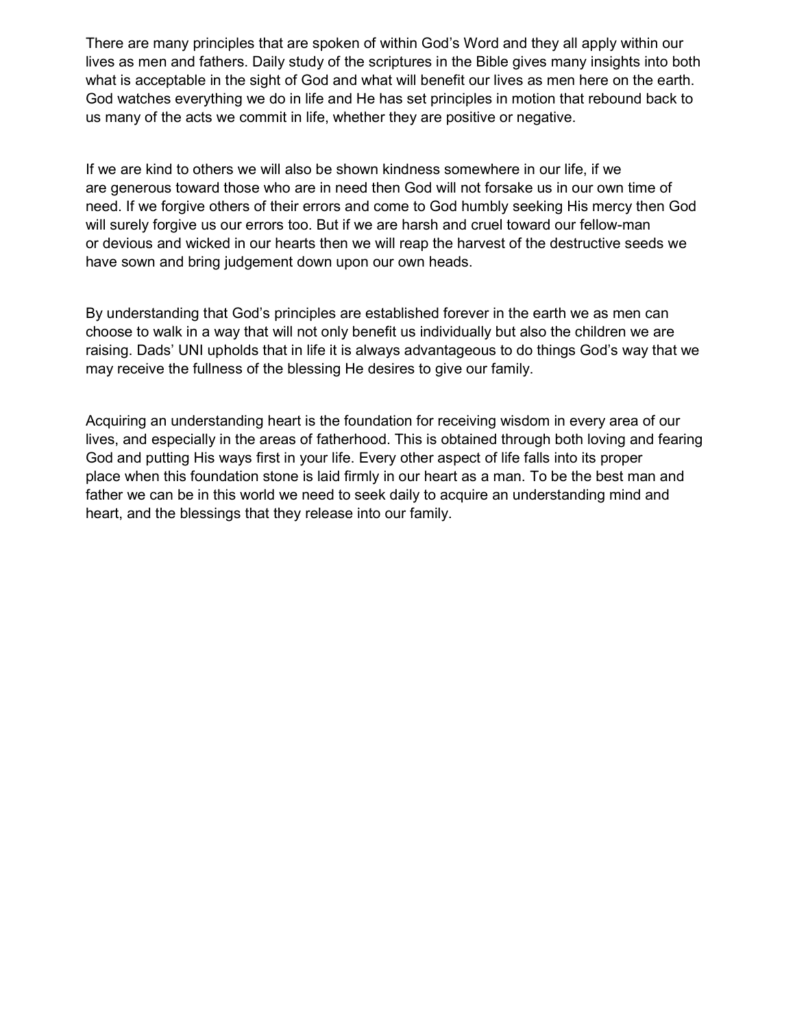There are many principles that are spoken of within God's Word and they all apply within our lives as men and fathers. Daily study of the scriptures in the Bible gives many insights into both what is acceptable in the sight of God and what will benefit our lives as men here on the earth. God watches everything we do in life and He has set principles in motion that rebound back to us many of the acts we commit in life, whether they are positive or negative.

If we are kind to others we will also be shown kindness somewhere in our life, if we are generous toward those who are in need then God will not forsake us in our own time of need. If we forgive others of their errors and come to God humbly seeking His mercy then God will surely forgive us our errors too. But if we are harsh and cruel toward our fellow-man or devious and wicked in our hearts then we will reap the harvest of the destructive seeds we have sown and bring judgement down upon our own heads.

By understanding that God's principles are established forever in the earth we as men can choose to walk in a way that will not only benefit us individually but also the children we are raising. Dads' UNI upholds that in life it is always advantageous to do things God's way that we may receive the fullness of the blessing He desires to give our family.

Acquiring an understanding heart is the foundation for receiving wisdom in every area of our lives, and especially in the areas of fatherhood. This is obtained through both loving and fearing God and putting His ways first in your life. Every other aspect of life falls into its proper place when this foundation stone is laid firmly in our heart as a man. To be the best man and father we can be in this world we need to seek daily to acquire an understanding mind and heart, and the blessings that they release into our family.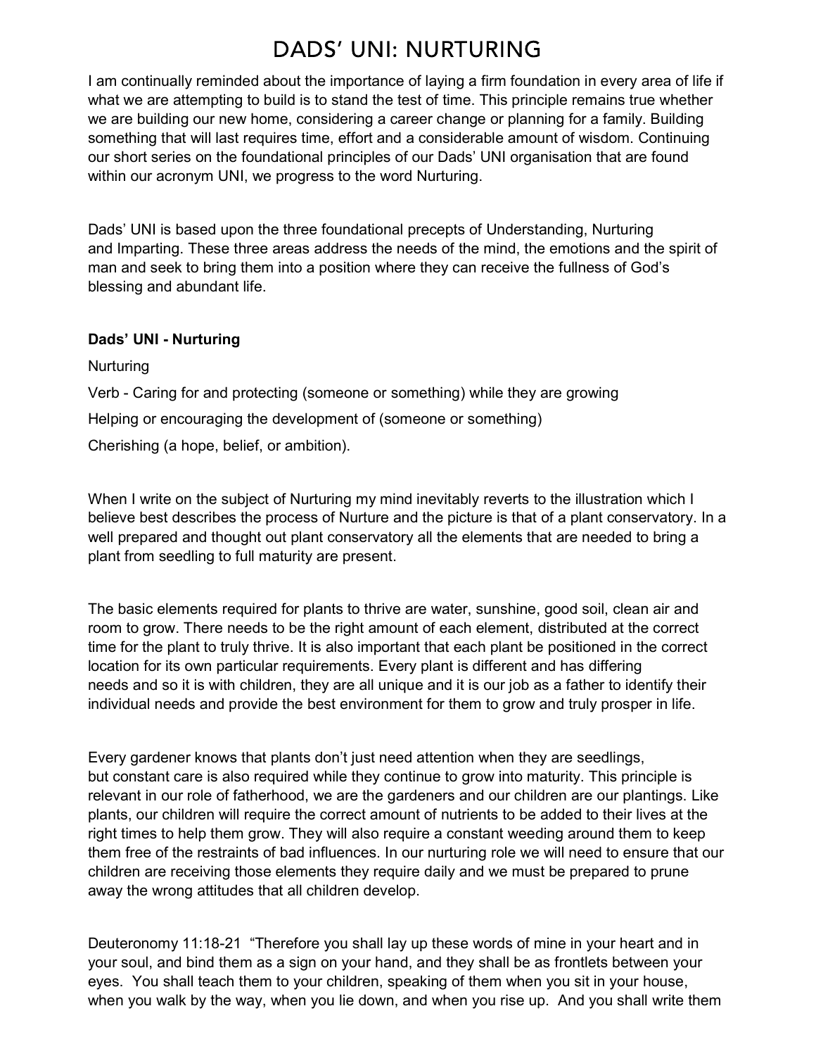# DADS' UNI: NURTURING

I am continually reminded about the importance of laying a firm foundation in every area of life if what we are attempting to build is to stand the test of time. This principle remains true whether we are building our new home, considering a career change or planning for a family. Building something that will last requires time, effort and a considerable amount of wisdom. Continuing our short series on the foundational principles of our Dads' UNI organisation that are found within our acronym UNI, we progress to the word Nurturing.

Dads' UNI is based upon the three foundational precepts of Understanding, Nurturing and Imparting. These three areas address the needs of the mind, the emotions and the spirit of man and seek to bring them into a position where they can receive the fullness of God's blessing and abundant life.

**Dads' UNI - Nurturing**

Nurturing

Verb - Caring for and protecting (someone or something) while they are growing

Helping or encouraging the development of (someone or something)

Cherishing (a hope, belief, or ambition).

When I write on the subject of Nurturing my mind inevitably reverts to the illustration which I believe best describes the process of Nurture and the picture is that of a plant conservatory. In a well prepared and thought out plant conservatory all the elements that are needed to bring a plant from seedling to full maturity are present.

The basic elements required for plants to thrive are water, sunshine, good soil, clean air and room to grow. There needs to be the right amount of each element, distributed at the correct time for the plant to truly thrive. It is also important that each plant be positioned in the correct location for its own particular requirements. Every plant is different and has differing needs and so it is with children, they are all unique and it is our job as a father to identify their individual needs and provide the best environment for them to grow and truly prosper in life.

Every gardener knows that plants don't just need attention when they are seedlings, but constant care is also required while they continue to grow into maturity. This principle is relevant in our role of fatherhood, we are the gardeners and our children are our plantings. Like plants, our children will require the correct amount of nutrients to be added to their lives at the right times to help them grow. They will also require a constant weeding around them to keep them free of the restraints of bad influences. In our nurturing role we will need to ensure that our children are receiving those elements they require daily and we must be prepared to prune away the wrong attitudes that all children develop.

Deuteronomy 11:18-21 "Therefore you shall lay up these words of mine in your heart and in your soul, and bind them as a sign on your hand, and they shall be as frontlets between your eyes. You shall teach them to your children, speaking of them when you sit in your house, when you walk by the way, when you lie down, and when you rise up. And you shall write them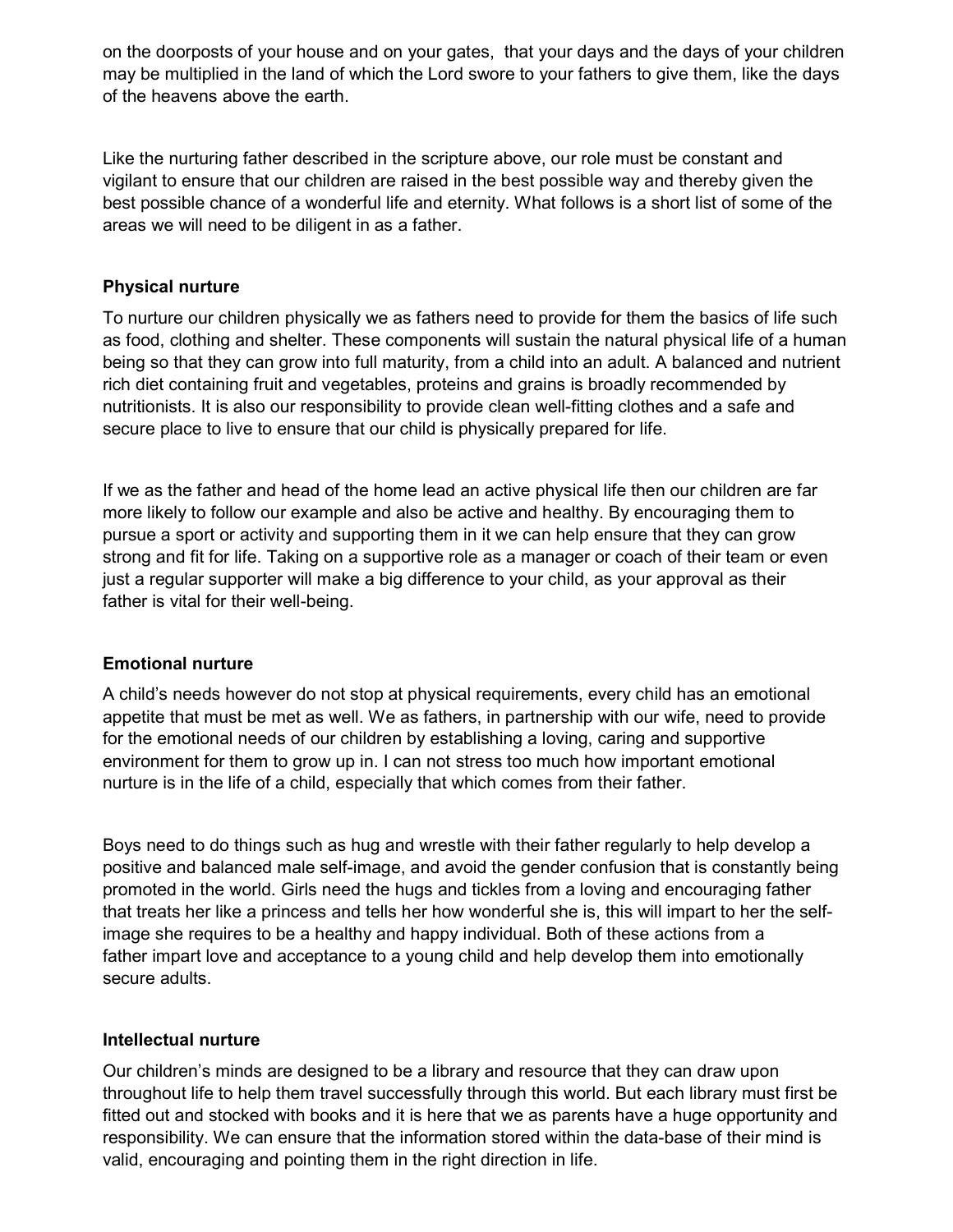on the doorposts of your house and on your gates, that your days and the days of your children may be multiplied in the land of which the Lord swore to your fathers to give them, like the days of the heavens above the earth.

Like the nurturing father described in the scripture above, our role must be constant and vigilant to ensure that our children are raised in the best possible way and thereby given the best possible chance of a wonderful life and eternity. What follows is a short list of some of the areas we will need to be diligent in as a father.

**Physical nurture**

To nurture our children physically we as fathers need to provide for them the basics of life such as food, clothing and shelter. These components will sustain the natural physical life of a human being so that they can grow into full maturity, from a child into an adult. A balanced and nutrient rich diet containing fruit and vegetables, proteins and grains is broadly recommended by nutritionists. It is also our responsibility to provide clean well-fitting clothes and a safe and secure place to live to ensure that our child is physically prepared for life.

If we as the father and head of the home lead an active physical life then our children are far more likely to follow our example and also be active and healthy. By encouraging them to pursue a sport or activity and supporting them in it we can help ensure that they can grow strong and fit for life. Taking on a supportive role as a manager or coach of their team or even just a regular supporter will make a big difference to your child, as your approval as their father is vital for their well-being.

**Emotional nurture**

A child's needs however do not stop at physical requirements, every child has an emotional appetite that must be met as well. We as fathers, in partnership with our wife, need to provide for the emotional needs of our children by establishing a loving, caring and supportive environment for them to grow up in. I can not stress too much how important emotional nurture is in the life of a child, especially that which comes from their father.

Boys need to do things such as hug and wrestle with their father regularly to help develop a positive and balanced male self-image, and avoid the gender confusion that is constantly being promoted in the world. Girls need the hugs and tickles from a loving and encouraging father that treats her like a princess and tells her how wonderful she is, this will impart to her the self-image she requires to be a healthy and happy individual. Both of these actions from a father impart love and acceptance to a young child and help develop them into emotionally secure adults.

**Intellectual nurture**

Our children's minds are designed to be a library and resource that they can draw upon throughout life to help them travel successfully through this world. But each library must first be fitted out and stocked with books and it is here that we as parents have a huge opportunity and responsibility. We can ensure that the information stored within the data-base of their mind is valid, encouraging and pointing them in the right direction in life.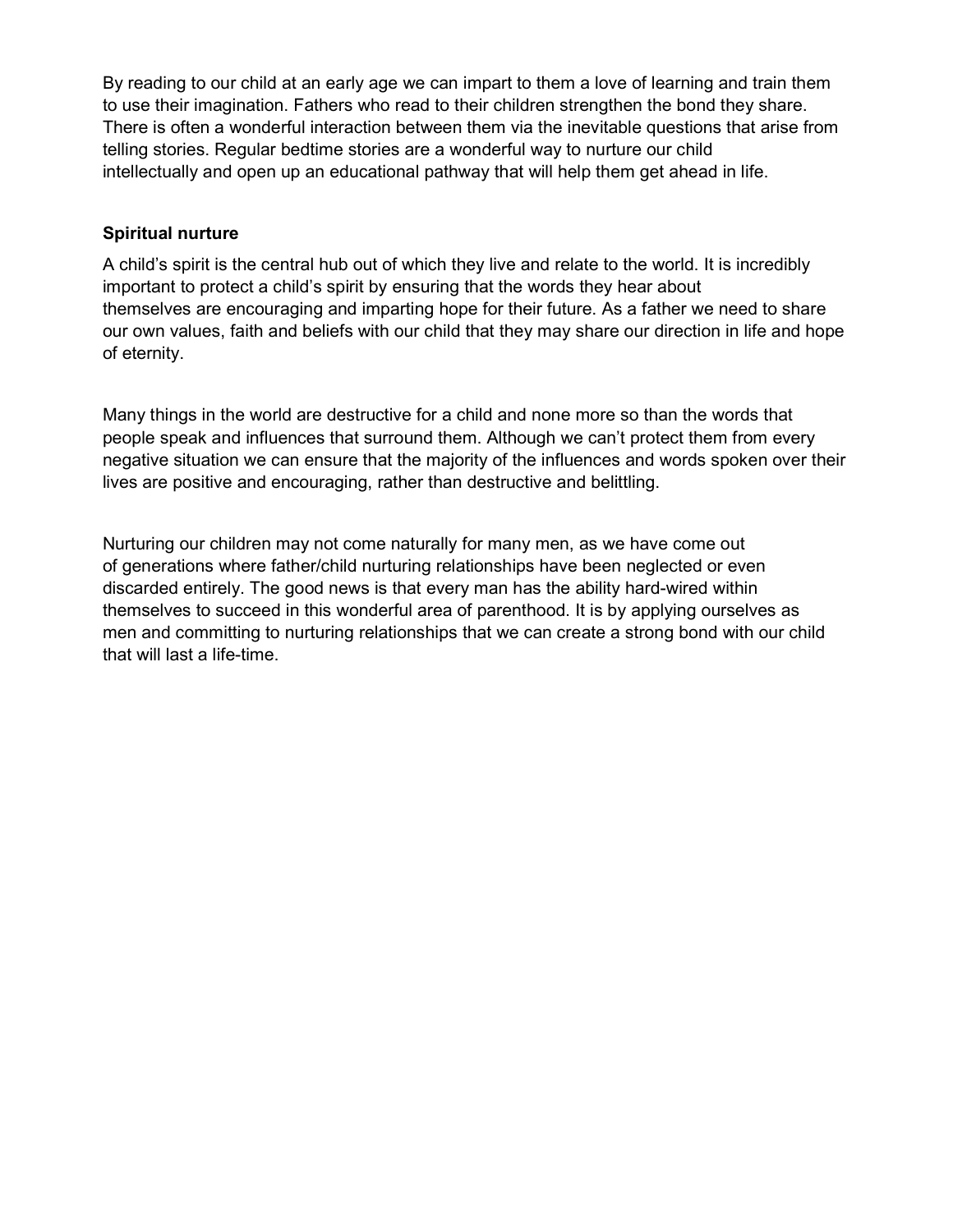By reading to our child at an early age we can impart to them a love of learning and train them to use their imagination. Fathers who read to their children strengthen the bond they share. There is often a wonderful interaction between them via the inevitable questions that arise from telling stories. Regular bedtime stories are a wonderful way to nurture our child intellectually and open up an educational pathway that will help them get ahead in life.

**Spiritual nurture**

A child's spirit is the central hub out of which they live and relate to the world. It is incredibly important to protect a child's spirit by ensuring that the words they hear about themselves are encouraging and imparting hope for their future. As a father we need to share our own values, faith and beliefs with our child that they may share our direction in life and hope of eternity.

Many things in the world are destructive for a child and none more so than the words that people speak and influences that surround them. Although we can't protect them from every negative situation we can ensure that the majority of the influences and words spoken over their lives are positive and encouraging, rather than destructive and belittling.

Nurturing our children may not come naturally for many men, as we have come out of generations where father/child nurturing relationships have been neglected or even discarded entirely. The good news is that every man has the ability hard-wired within themselves to succeed in this wonderful area of parenthood. It is by applying ourselves as men and committing to nurturing relationships that we can create a strong bond with our child that will last a life-time.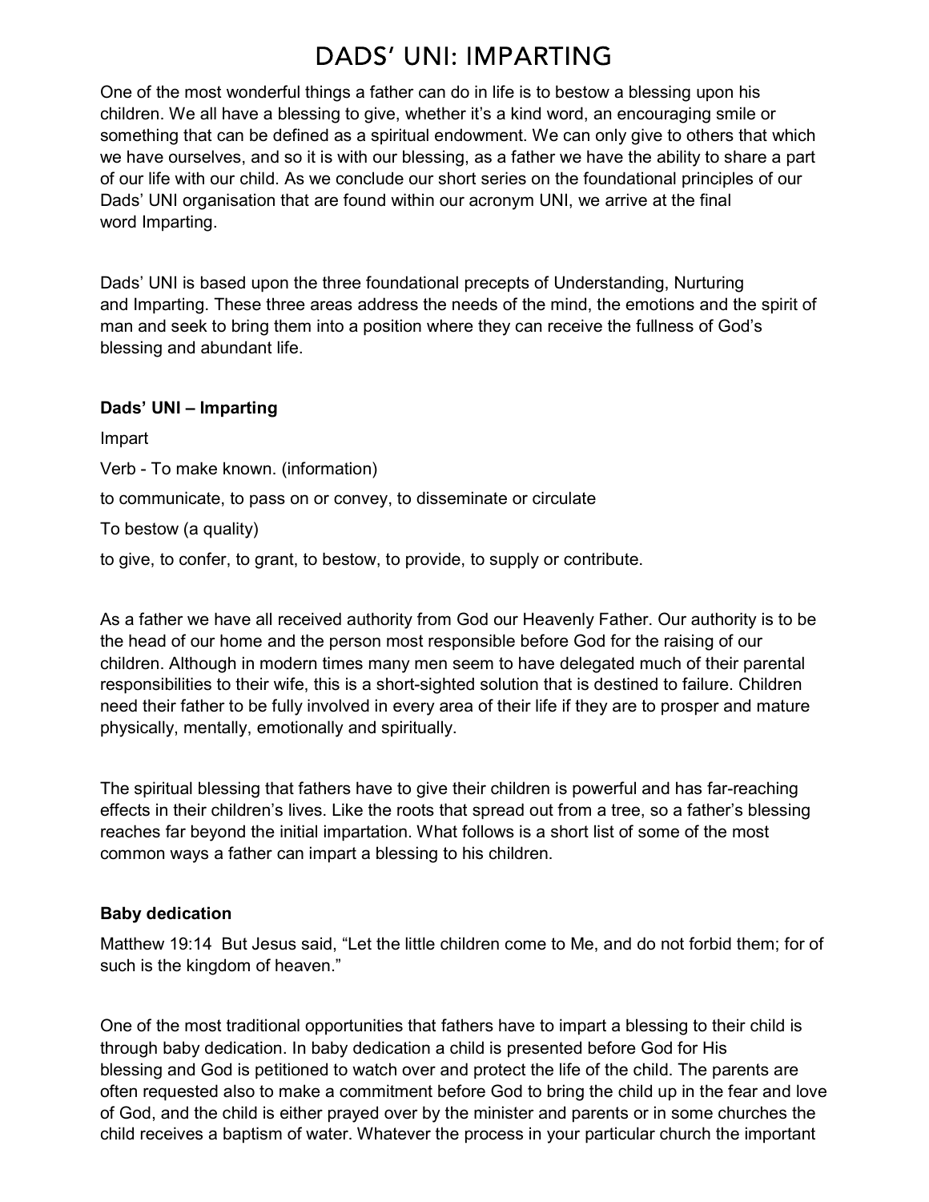# DADS' UNI: IMPARTING

One of the most wonderful things a father can do in life is to bestow a blessing upon his children. We all have a blessing to give, whether it's a kind word, an encouraging smile or something that can be defined as a spiritual endowment. We can only give to others that which we have ourselves, and so it is with our blessing, as a father we have the ability to share a part of our life with our child. As we conclude our short series on the foundational principles of our Dads' UNI organisation that are found within our acronym UNI, we arrive at the final word Imparting.

Dads' UNI is based upon the three foundational precepts of Understanding, Nurturing and Imparting. These three areas address the needs of the mind, the emotions and the spirit of man and seek to bring them into a position where they can receive the fullness of God's blessing and abundant life.

**Dads' UNI – Imparting**

Impart

Verb - To make known. (information)

to communicate, to pass on or convey, to disseminate or circulate

To bestow (a quality)

to give, to confer, to grant, to bestow, to provide, to supply or contribute.

As a father we have all received authority from God our Heavenly Father. Our authority is to be the head of our home and the person most responsible before God for the raising of our children. Although in modern times many men seem to have delegated much of their parental responsibilities to their wife, this is a short-sighted solution that is destined to failure. Children need their father to be fully involved in every area of their life if they are to prosper and mature physically, mentally, emotionally and spiritually.

The spiritual blessing that fathers have to give their children is powerful and has far-reaching effects in their children's lives. Like the roots that spread out from a tree, so a father's blessing reaches far beyond the initial impartation. What follows is a short list of some of the most common ways a father can impart a blessing to his children.

**Baby dedication**

Matthew 19:14 But Jesus said, "Let the little children come to Me, and do not forbid them; for of such is the kingdom of heaven."

One of the most traditional opportunities that fathers have to impart a blessing to their child is through baby dedication. In baby dedication a child is presented before God for His blessing and God is petitioned to watch over and protect the life of the child. The parents are often requested also to make a commitment before God to bring the child up in the fear and love of God, and the child is either prayed over by the minister and parents or in some churches the child receives a baptism of water. Whatever the process in your particular church the important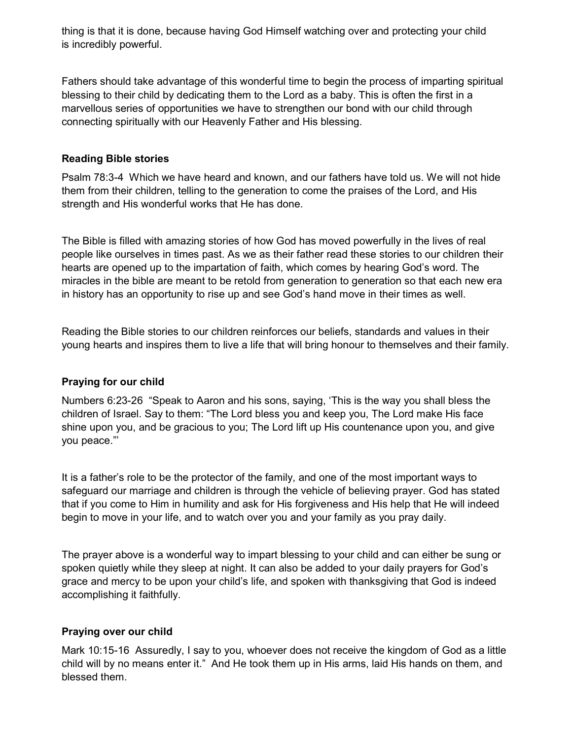thing is that it is done, because having God Himself watching over and protecting your child is incredibly powerful.

Fathers should take advantage of this wonderful time to begin the process of imparting spiritual blessing to their child by dedicating them to the Lord as a baby. This is often the first in a marvellous series of opportunities we have to strengthen our bond with our child through connecting spiritually with our Heavenly Father and His blessing.

### Reading Bible stories

Psalm 78:3-4 Which we have heard and known, and our fathers have told us. We will not hide them from their children, telling to the generation to come the praises of the Lord, and His strength and His wonderful works that He has done.

The Bible is filled with amazing stories of how God has moved powerfully in the lives of real people like ourselves in times past. As we as their father read these stories to our children their hearts are opened up to the impartation of faith, which comes by hearing God's word. The miracles in the bible are meant to be retold from generation to generation so that each new era in history has an opportunity to rise up and see God's hand move in their times as well.

Reading the Bible stories to our children reinforces our beliefs, standards and values in their young hearts and inspires them to live a life that will bring honour to themselves and their family.

### Praying for our child

Numbers 6:23-26 "Speak to Aaron and his sons, saying, 'This is the way you shall bless the children of Israel. Say to them: "The Lord bless you and keep you, The Lord make His face shine upon you, and be gracious to you; The Lord lift up His countenance upon you, and give you peace."'

It is a father's role to be the protector of the family, and one of the most important ways to safeguard our marriage and children is through the vehicle of believing prayer. God has stated that if you come to Him in humility and ask for His forgiveness and His help that He will indeed begin to move in your life, and to watch over you and your family as you pray daily.

The prayer above is a wonderful way to impart blessing to your child and can either be sung or spoken quietly while they sleep at night. It can also be added to your daily prayers for God's grace and mercy to be upon your child's life, and spoken with thanksgiving that God is indeed accomplishing it faithfully.

### Praying over our child

Mark 10:15-16 Assuredly, I say to you, whoever does not receive the kingdom of God as a little child will by no means enter it." And He took them up in His arms, laid His hands on them, and blessed them.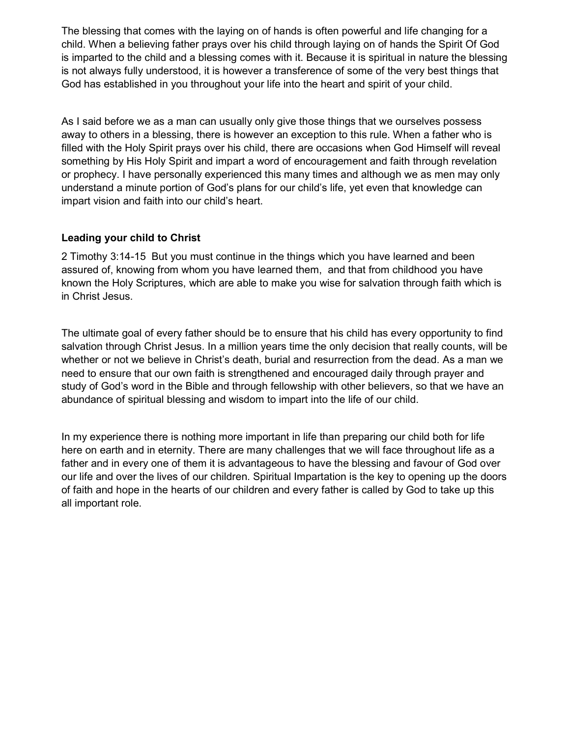The blessing that comes with the laying on of hands is often powerful and life changing for a child. When a believing father prays over his child through laying on of hands the Spirit Of God is imparted to the child and a blessing comes with it. Because it is spiritual in nature the blessing is not always fully understood, it is however a transference of some of the very best things that God has established in you throughout your life into the heart and spirit of your child.

As I said before we as a man can usually only give those things that we ourselves possess away to others in a blessing, there is however an exception to this rule. When a father who is filled with the Holy Spirit prays over his child, there are occasions when God Himself will reveal something by His Holy Spirit and impart a word of encouragement and faith through revelation or prophecy. I have personally experienced this many times and although we as men may only understand a minute portion of God's plans for our child's life, yet even that knowledge can impart vision and faith into our child's heart.

**Leading your child to Christ**

2 Timothy 3:14-15 But you must continue in the things which you have learned and been assured of, knowing from whom you have learned them, and that from childhood you have known the Holy Scriptures, which are able to make you wise for salvation through faith which is in Christ Jesus.

The ultimate goal of every father should be to ensure that his child has every opportunity to find salvation through Christ Jesus. In a million years time the only decision that really counts, will be whether or not we believe in Christ's death, burial and resurrection from the dead. As a man we need to ensure that our own faith is strengthened and encouraged daily through prayer and study of God's word in the Bible and through fellowship with other believers, so that we have an abundance of spiritual blessing and wisdom to impart into the life of our child.

In my experience there is nothing more important in life than preparing our child both for life here on earth and in eternity. There are many challenges that we will face throughout life as a father and in every one of them it is advantageous to have the blessing and favour of God over our life and over the lives of our children. Spiritual Impartation is the key to opening up the doors of faith and hope in the hearts of our children and every father is called by God to take up this all important role.